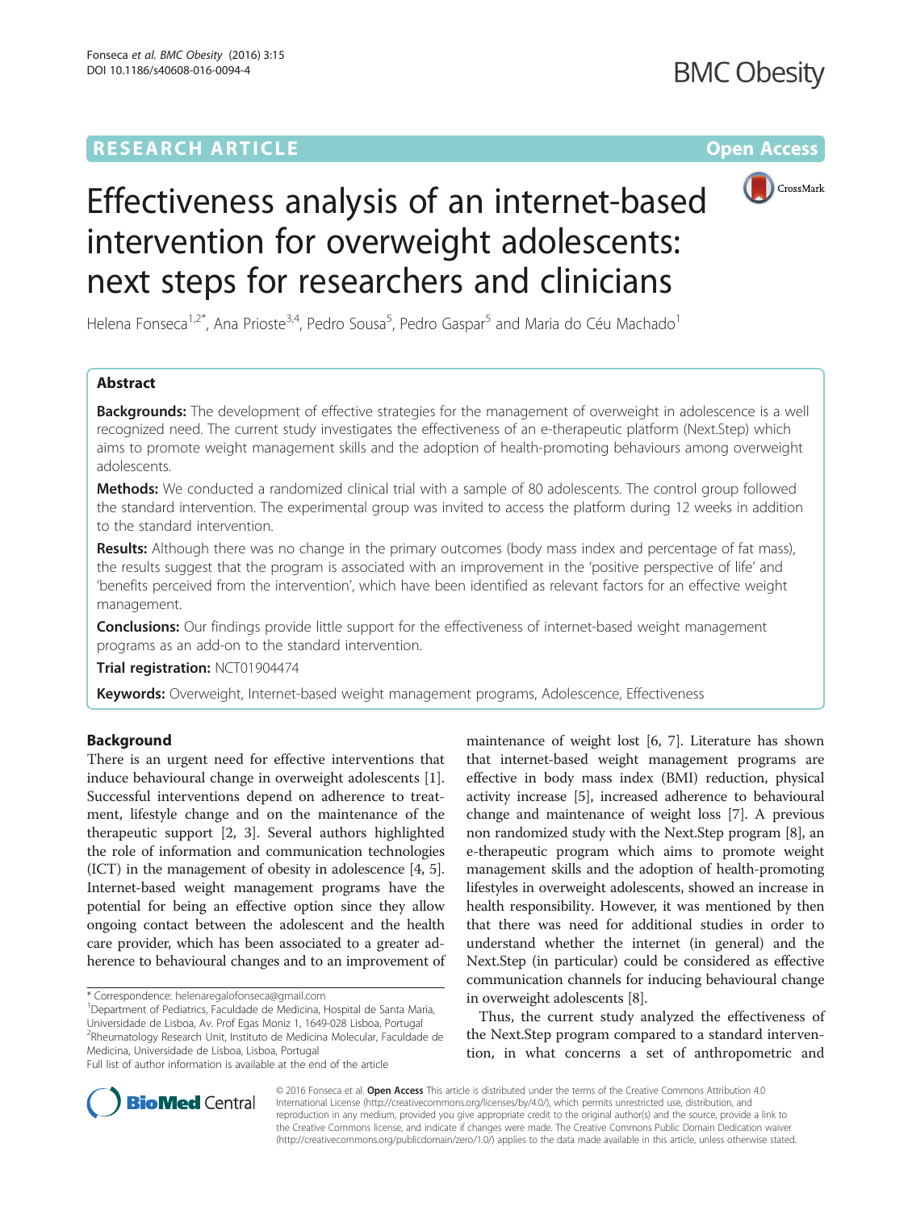RESEARCH ARTICLE

Open Access

# Effectiveness analysis of an internet-based intervention for overweight adolescents: next steps for researchers and clinicians

Helena Fonseca[1,2*], Ana Prioste[3,4], Pedro Sousa[5], Pedro Gaspar[5] and Maria do Céu Machado[1]

## Abstract

**Backgrounds:** The development of effective strategies for the management of overweight in adolescence is a well recognized need. The current study investigates the effectiveness of an e-therapeutic platform (Next.Step) which aims to promote weight management skills and the adoption of health-promoting behaviours among overweight adolescents.

**Methods:** We conducted a randomized clinical trial with a sample of 80 adolescents. The control group followed the standard intervention. The experimental group was invited to access the platform during 12 weeks in addition to the standard intervention.

**Results:** Although there was no change in the primary outcomes (body mass index and percentage of fat mass), the results suggest that the program is associated with an improvement in the 'positive perspective of life' and 'benefits perceived from the intervention', which have been identified as relevant factors for an effective weight management.

**Conclusions:** Our findings provide little support for the effectiveness of internet-based weight management programs as an add-on to the standard intervention.

**Trial registration:** NCT01904474

**Keywords:** Overweight, Internet-based weight management programs, Adolescence, Effectiveness

## Background

There is an urgent need for effective interventions that induce behavioural change in overweight adolescents [1]. Successful interventions depend on adherence to treatment, lifestyle change and on the maintenance of the therapeutic support [2, 3]. Several authors highlighted the role of information and communication technologies (ICT) in the management of obesity in adolescence [4, 5]. Internet-based weight management programs have the potential for being an effective option since they allow ongoing contact between the adolescent and the health care provider, which has been associated to a greater adherence to behavioural changes and to an improvement of maintenance of weight lost [6, 7]. Literature has shown that internet-based weight management programs are effective in body mass index (BMI) reduction, physical activity increase [5], increased adherence to behavioural change and maintenance of weight loss [7]. A previous non randomized study with the Next.Step program [8], an e-therapeutic program which aims to promote weight management skills and the adoption of health-promoting lifestyles in overweight adolescents, showed an increase in health responsibility. However, it was mentioned by then that there was need for additional studies in order to understand whether the internet (in general) and the Next.Step (in particular) could be considered as effective communication channels for inducing behavioural change in overweight adolescents [8].

Thus, the current study analyzed the effectiveness of the Next.Step program compared to a standard intervention, in what concerns a set of anthropometric and

\* Correspondence: helenaregalofonseca@gmail.com
[1]Department of Pediatrics, Faculdade de Medicina, Hospital de Santa Maria, Universidade de Lisboa, Av. Prof Egas Moniz 1, 1649-028 Lisboa, Portugal
[2]Rheumatology Research Unit, Instituto de Medicina Molecular, Faculdade de Medicina, Universidade de Lisboa, Lisboa, Portugal
Full list of author information is available at the end of the article

© 2016 Fonseca et al. **Open Access** This article is distributed under the terms of the Creative Commons Attribution 4.0 International License (http://creativecommons.org/licenses/by/4.0/), which permits unrestricted use, distribution, and reproduction in any medium, provided you give appropriate credit to the original author(s) and the source, provide a link to the Creative Commons license, and indicate if changes were made. The Creative Commons Public Domain Dedication waiver (http://creativecommons.org/publicdomain/zero/1.0/) applies to the data made available in this article, unless otherwise stated.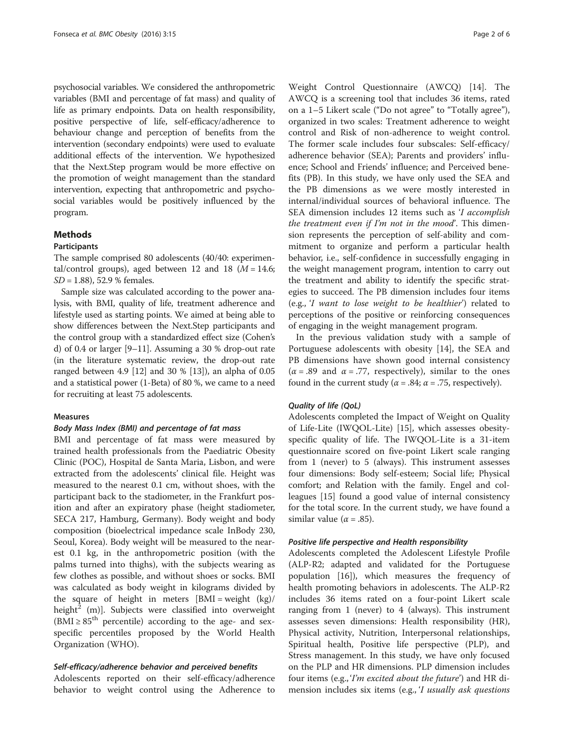psychosocial variables. We considered the anthropometric variables (BMI and percentage of fat mass) and quality of life as primary endpoints. Data on health responsibility, positive perspective of life, self-efficacy/adherence to behaviour change and perception of benefits from the intervention (secondary endpoints) were used to evaluate additional effects of the intervention. We hypothesized that the Next.Step program would be more effective on the promotion of weight management than the standard intervention, expecting that anthropometric and psychosocial variables would be positively influenced by the program.

## Methods

### Participants

The sample comprised 80 adolescents (40/40: experimental/control groups), aged between 12 and 18 ($M = 14.6$; $SD = 1.88$), 52.9 % females.

Sample size was calculated according to the power analysis, with BMI, quality of life, treatment adherence and lifestyle used as starting points. We aimed at being able to show differences between the Next.Step participants and the control group with a standardized effect size (Cohen's d) of 0.4 or larger [9–11]. Assuming a 30 % drop-out rate (in the literature systematic review, the drop-out rate ranged between 4.9 [12] and 30 % [13]), an alpha of 0.05 and a statistical power (1-Beta) of 80 %, we came to a need for recruiting at least 75 adolescents.

### Measures

#### *Body Mass Index (BMI) and percentage of fat mass*

BMI and percentage of fat mass were measured by trained health professionals from the Paediatric Obesity Clinic (POC), Hospital de Santa Maria, Lisbon, and were extracted from the adolescents' clinical file. Height was measured to the nearest 0.1 cm, without shoes, with the participant back to the stadiometer, in the Frankfurt position and after an expiratory phase (height stadiometer, SECA 217, Hamburg, Germany). Body weight and body composition (bioelectrical impedance scale InBody 230, Seoul, Korea). Body weight will be measured to the nearest 0.1 kg, in the anthropometric position (with the palms turned into thighs), with the subjects wearing as few clothes as possible, and without shoes or socks. BMI was calculated as body weight in kilograms divided by the square of height in meters [$\text{BMI} = \text{weight (kg)}/\text{height}^2 \text{ (m)}$]. Subjects were classified into overweight ($\text{BMI} \geq 85^{\text{th}}$ percentile) according to the age- and sex-specific percentiles proposed by the World Health Organization (WHO).

#### *Self-efficacy/adherence behavior and perceived benefits*

Adolescents reported on their self-efficacy/adherence behavior to weight control using the Adherence to Weight Control Questionnaire (AWCQ) [14]. The AWCQ is a screening tool that includes 36 items, rated on a 1–5 Likert scale ("Do not agree" to "Totally agree"), organized in two scales: Treatment adherence to weight control and Risk of non-adherence to weight control. The former scale includes four subscales: Self-efficacy/adherence behavior (SEA); Parents and providers' influence; School and Friends' influence; and Perceived benefits (PB). In this study, we have only used the SEA and the PB dimensions as we were mostly interested in internal/individual sources of behavioral influence. The SEA dimension includes 12 items such as '*I accomplish the treatment even if I'm not in the mood*'. This dimension represents the perception of self-ability and commitment to organize and perform a particular health behavior, i.e., self-confidence in successfully engaging in the weight management program, intention to carry out the treatment and ability to identify the specific strategies to succeed. The PB dimension includes four items (e.g., '*I want to lose weight to be healthier*') related to perceptions of the positive or reinforcing consequences of engaging in the weight management program.

In the previous validation study with a sample of Portuguese adolescents with obesity [14], the SEA and PB dimensions have shown good internal consistency ($\alpha = .89$ and $\alpha = .77$, respectively), similar to the ones found in the current study ($\alpha = .84$; $\alpha = .75$, respectively).

#### *Quality of life (QoL)*

Adolescents completed the Impact of Weight on Quality of Life-Lite (IWQOL-Lite) [15], which assesses obesity-specific quality of life. The IWQOL-Lite is a 31-item questionnaire scored on five-point Likert scale ranging from 1 (never) to 5 (always). This instrument assesses four dimensions: Body self-esteem; Social life; Physical comfort; and Relation with the family. Engel and colleagues [15] found a good value of internal consistency for the total score. In the current study, we have found a similar value ($\alpha = .85$).

#### *Positive life perspective and Health responsibility*

Adolescents completed the Adolescent Lifestyle Profile (ALP-R2; adapted and validated for the Portuguese population [16]), which measures the frequency of health promoting behaviors in adolescents. The ALP-R2 includes 36 items rated on a four-point Likert scale ranging from 1 (never) to 4 (always). This instrument assesses seven dimensions: Health responsibility (HR), Physical activity, Nutrition, Interpersonal relationships, Spiritual health, Positive life perspective (PLP), and Stress management. In this study, we have only focused on the PLP and HR dimensions. PLP dimension includes four items (e.g.,'*I'm excited about the future*') and HR dimension includes six items (e.g., '*I usually ask questions*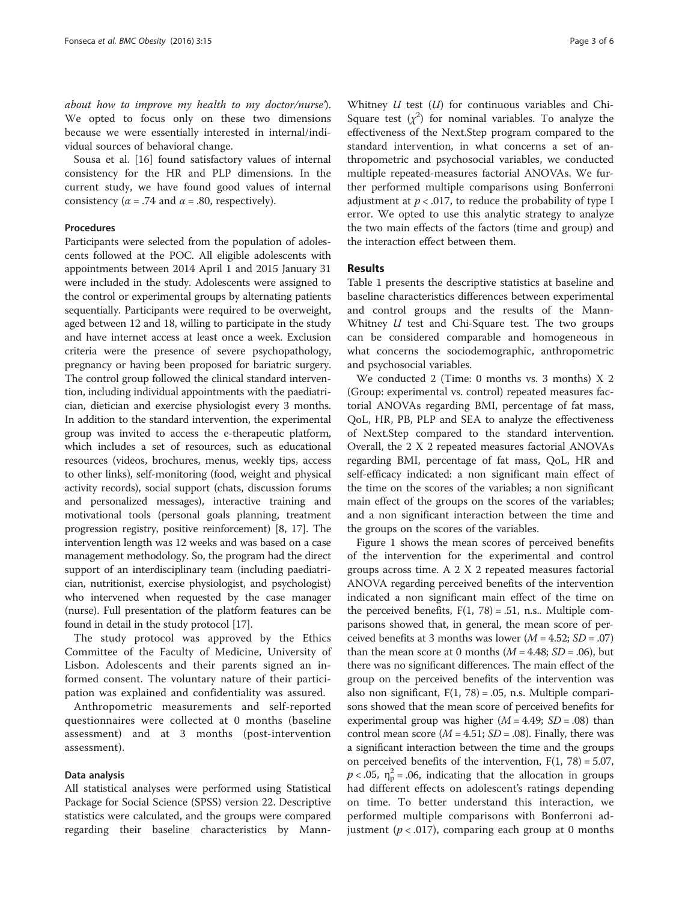about how to improve my health to my doctor/nurse'). We opted to focus only on these two dimensions because we were essentially interested in internal/individual sources of behavioral change.

Sousa et al. [16] found satisfactory values of internal consistency for the HR and PLP dimensions. In the current study, we have found good values of internal consistency ($\alpha = .74$ and $\alpha = .80$, respectively).

### Procedures

Participants were selected from the population of adolescents followed at the POC. All eligible adolescents with appointments between 2014 April 1 and 2015 January 31 were included in the study. Adolescents were assigned to the control or experimental groups by alternating patients sequentially. Participants were required to be overweight, aged between 12 and 18, willing to participate in the study and have internet access at least once a week. Exclusion criteria were the presence of severe psychopathology, pregnancy or having been proposed for bariatric surgery. The control group followed the clinical standard intervention, including individual appointments with the paediatrician, dietician and exercise physiologist every 3 months. In addition to the standard intervention, the experimental group was invited to access the e-therapeutic platform, which includes a set of resources, such as educational resources (videos, brochures, menus, weekly tips, access to other links), self-monitoring (food, weight and physical activity records), social support (chats, discussion forums and personalized messages), interactive training and motivational tools (personal goals planning, treatment progression registry, positive reinforcement) [8, 17]. The intervention length was 12 weeks and was based on a case management methodology. So, the program had the direct support of an interdisciplinary team (including paediatrician, nutritionist, exercise physiologist, and psychologist) who intervened when requested by the case manager (nurse). Full presentation of the platform features can be found in detail in the study protocol [17].

The study protocol was approved by the Ethics Committee of the Faculty of Medicine, University of Lisbon. Adolescents and their parents signed an informed consent. The voluntary nature of their participation was explained and confidentiality was assured.

Anthropometric measurements and self-reported questionnaires were collected at 0 months (baseline assessment) and at 3 months (post-intervention assessment).

### Data analysis

All statistical analyses were performed using Statistical Package for Social Science (SPSS) version 22. Descriptive statistics were calculated, and the groups were compared regarding their baseline characteristics by Mann-Whitney *U* test (*U*) for continuous variables and Chi-Square test ($\chi^2$) for nominal variables. To analyze the effectiveness of the Next.Step program compared to the standard intervention, in what concerns a set of anthropometric and psychosocial variables, we conducted multiple repeated-measures factorial ANOVAs. We further performed multiple comparisons using Bonferroni adjustment at $p < .017$, to reduce the probability of type I error. We opted to use this analytic strategy to analyze the two main effects of the factors (time and group) and the interaction effect between them.

## Results

Table 1 presents the descriptive statistics at baseline and baseline characteristics differences between experimental and control groups and the results of the Mann-Whitney *U* test and Chi-Square test. The two groups can be considered comparable and homogeneous in what concerns the sociodemographic, anthropometric and psychosocial variables.

We conducted 2 (Time: 0 months vs. 3 months) X 2 (Group: experimental vs. control) repeated measures factorial ANOVAs regarding BMI, percentage of fat mass, QoL, HR, PB, PLP and SEA to analyze the effectiveness of Next.Step compared to the standard intervention. Overall, the 2 X 2 repeated measures factorial ANOVAs regarding BMI, percentage of fat mass, QoL, HR and self-efficacy indicated: a non significant main effect of the time on the scores of the variables; a non significant main effect of the groups on the scores of the variables; and a non significant interaction between the time and the groups on the scores of the variables.

Figure 1 shows the mean scores of perceived benefits of the intervention for the experimental and control groups across time. A 2 X 2 repeated measures factorial ANOVA regarding perceived benefits of the intervention indicated a non significant main effect of the time on the perceived benefits, $F(1, 78) = .51$, n.s.. Multiple comparisons showed that, in general, the mean score of perceived benefits at 3 months was lower ($M = 4.52$; $SD = .07$) than the mean score at 0 months ($M = 4.48$; $SD = .06$), but there was no significant differences. The main effect of the group on the perceived benefits of the intervention was also non significant, $F(1, 78) = .05$, n.s. Multiple comparisons showed that the mean score of perceived benefits for experimental group was higher ($M = 4.49$; $SD = .08$) than control mean score ($M = 4.51$; $SD = .08$). Finally, there was a significant interaction between the time and the groups on perceived benefits of the intervention, $F(1, 78) = 5.07$, $p < .05$, $\eta^2_p = .06$, indicating that the allocation in groups had different effects on adolescent's ratings depending on time. To better understand this interaction, we performed multiple comparisons with Bonferroni adjustment ($p < .017$), comparing each group at 0 months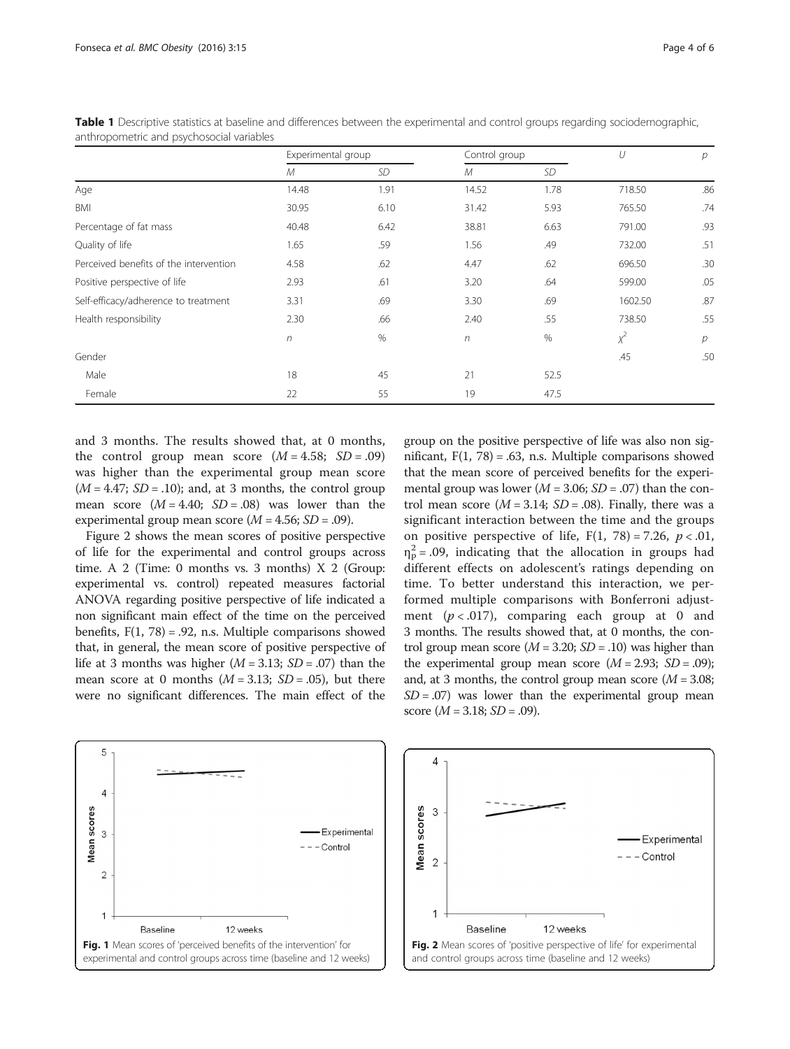**Table 1** Descriptive statistics at baseline and differences between the experimental and control groups regarding sociodemographic, anthropometric and psychosocial variables

| | Experimental group | | Control group | | $U$ | $p$ |
|---|---|---|---|---|---|---|
| | $M$ | $SD$ | $M$ | $SD$ | | |
| Age | 14.48 | 1.91 | 14.52 | 1.78 | 718.50 | .86 |
| BMI | 30.95 | 6.10 | 31.42 | 5.93 | 765.50 | .74 |
| Percentage of fat mass | 40.48 | 6.42 | 38.81 | 6.63 | 791.00 | .93 |
| Quality of life | 1.65 | .59 | 1.56 | .49 | 732.00 | .51 |
| Perceived benefits of the intervention | 4.58 | .62 | 4.47 | .62 | 696.50 | .30 |
| Positive perspective of life | 2.93 | .61 | 3.20 | .64 | 599.00 | .05 |
| Self-efficacy/adherence to treatment | 3.31 | .69 | 3.30 | .69 | 1602.50 | .87 |
| Health responsibility | 2.30 | .66 | 2.40 | .55 | 738.50 | .55 |
| | $n$ | % | $n$ | % | $\chi^2$ | $p$ |
| Gender | | | | | .45 | .50 |
| Male | 18 | 45 | 21 | 52.5 | | |
| Female | 22 | 55 | 19 | 47.5 | | |

and 3 months. The results showed that, at 0 months, the control group mean score ($M = 4.58$; $SD = .09$) was higher than the experimental group mean score ($M = 4.47$; $SD = .10$); and, at 3 months, the control group mean score ($M = 4.40$; $SD = .08$) was lower than the experimental group mean score ($M = 4.56$; $SD = .09$).

Figure 2 shows the mean scores of positive perspective of life for the experimental and control groups across time. A 2 (Time: 0 months vs. 3 months) X 2 (Group: experimental vs. control) repeated measures factorial ANOVA regarding positive perspective of life indicated a non significant main effect of the time on the perceived benefits, $F(1, 78) = .92$, n.s. Multiple comparisons showed that, in general, the mean score of positive perspective of life at 3 months was higher ($M = 3.13$; $SD = .07$) than the mean score at 0 months ($M = 3.13$; $SD = .05$), but there were no significant differences. The main effect of the group on the positive perspective of life was also non significant, $F(1, 78) = .63$, n.s. Multiple comparisons showed that the mean score of perceived benefits for the experimental group was lower ($M = 3.06$; $SD = .07$) than the control mean score ($M = 3.14$; $SD = .08$). Finally, there was a significant interaction between the time and the groups on positive perspective of life, $F(1, 78) = 7.26$, $p < .01$, $\eta_p^2 = .09$, indicating that the allocation in groups had different effects on adolescent's ratings depending on time. To better understand this interaction, we performed multiple comparisons with Bonferroni adjustment ($p < .017$), comparing each group at 0 and 3 months. The results showed that, at 0 months, the control group mean score ($M = 3.20$; $SD = .10$) was higher than the experimental group mean score ($M = 2.93$; $SD = .09$); and, at 3 months, the control group mean score ($M = 3.08$; $SD = .07$) was lower than the experimental group mean score ($M = 3.18$; $SD = .09$).

**Fig. 1** Mean scores of 'perceived benefits of the intervention' for experimental and control groups across time (baseline and 12 weeks)

**Fig. 2** Mean scores of 'positive perspective of life' for experimental and control groups across time (baseline and 12 weeks)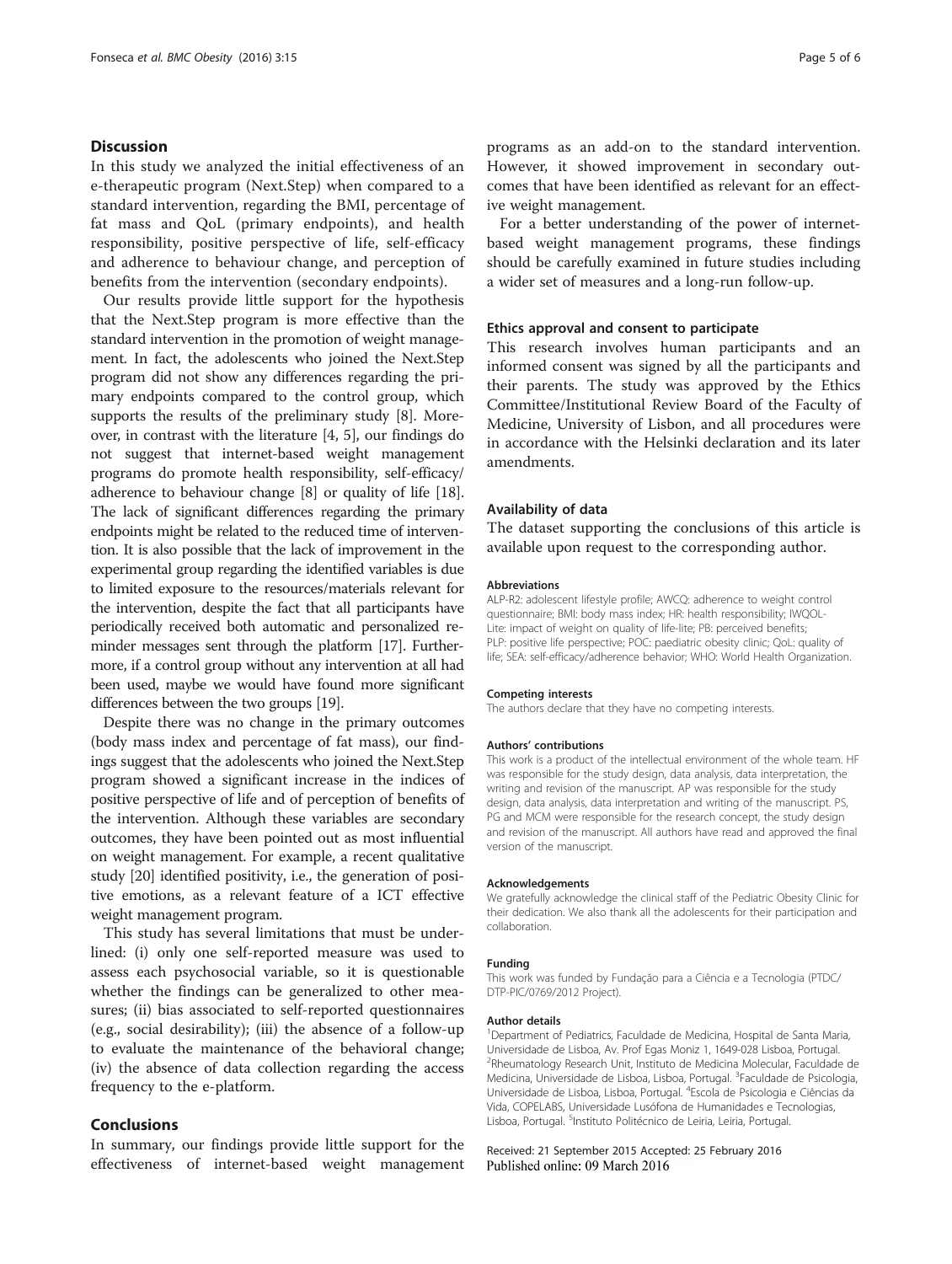## Discussion

In this study we analyzed the initial effectiveness of an e-therapeutic program (Next.Step) when compared to a standard intervention, regarding the BMI, percentage of fat mass and QoL (primary endpoints), and health responsibility, positive perspective of life, self-efficacy and adherence to behaviour change, and perception of benefits from the intervention (secondary endpoints).

Our results provide little support for the hypothesis that the Next.Step program is more effective than the standard intervention in the promotion of weight management. In fact, the adolescents who joined the Next.Step program did not show any differences regarding the primary endpoints compared to the control group, which supports the results of the preliminary study [8]. Moreover, in contrast with the literature [4, 5], our findings do not suggest that internet-based weight management programs do promote health responsibility, self-efficacy/adherence to behaviour change [8] or quality of life [18]. The lack of significant differences regarding the primary endpoints might be related to the reduced time of intervention. It is also possible that the lack of improvement in the experimental group regarding the identified variables is due to limited exposure to the resources/materials relevant for the intervention, despite the fact that all participants have periodically received both automatic and personalized reminder messages sent through the platform [17]. Furthermore, if a control group without any intervention at all had been used, maybe we would have found more significant differences between the two groups [19].

Despite there was no change in the primary outcomes (body mass index and percentage of fat mass), our findings suggest that the adolescents who joined the Next.Step program showed a significant increase in the indices of positive perspective of life and of perception of benefits of the intervention. Although these variables are secondary outcomes, they have been pointed out as most influential on weight management. For example, a recent qualitative study [20] identified positivity, i.e., the generation of positive emotions, as a relevant feature of a ICT effective weight management program.

This study has several limitations that must be underlined: (i) only one self-reported measure was used to assess each psychosocial variable, so it is questionable whether the findings can be generalized to other measures; (ii) bias associated to self-reported questionnaires (e.g., social desirability); (iii) the absence of a follow-up to evaluate the maintenance of the behavioral change; (iv) the absence of data collection regarding the access frequency to the e-platform.

## Conclusions

In summary, our findings provide little support for the effectiveness of internet-based weight management programs as an add-on to the standard intervention. However, it showed improvement in secondary outcomes that have been identified as relevant for an effective weight management.

For a better understanding of the power of internet-based weight management programs, these findings should be carefully examined in future studies including a wider set of measures and a long-run follow-up.

### Ethics approval and consent to participate

This research involves human participants and an informed consent was signed by all the participants and their parents. The study was approved by the Ethics Committee/Institutional Review Board of the Faculty of Medicine, University of Lisbon, and all procedures were in accordance with the Helsinki declaration and its later amendments.

### Availability of data

The dataset supporting the conclusions of this article is available upon request to the corresponding author.

#### Abbreviations

ALP-R2: adolescent lifestyle profile; AWCQ: adherence to weight control questionnaire; BMI: body mass index; HR: health responsibility; IWQOL-Lite: impact of weight on quality of life-lite; PB: perceived benefits; PLP: positive life perspective; POC: paediatric obesity clinic; QoL: quality of life; SEA: self-efficacy/adherence behavior; WHO: World Health Organization.

#### Competing interests

The authors declare that they have no competing interests.

#### Authors' contributions

This work is a product of the intellectual environment of the whole team. HF was responsible for the study design, data analysis, data interpretation, the writing and revision of the manuscript. AP was responsible for the study design, data analysis, data interpretation and writing of the manuscript. PS, PG and MCM were responsible for the research concept, the study design and revision of the manuscript. All authors have read and approved the final version of the manuscript.

#### Acknowledgements

We gratefully acknowledge the clinical staff of the Pediatric Obesity Clinic for their dedication. We also thank all the adolescents for their participation and collaboration.

#### Funding

This work was funded by Fundação para a Ciência e a Tecnologia (PTDC/DTP-PIC/0769/2012 Project).

#### Author details

[1]Department of Pediatrics, Faculdade de Medicina, Hospital de Santa Maria, Universidade de Lisboa, Av. Prof Egas Moniz 1, 1649-028 Lisboa, Portugal. [2]Rheumatology Research Unit, Instituto de Medicina Molecular, Faculdade de Medicina, Universidade de Lisboa, Lisboa, Portugal. [3]Faculdade de Psicologia, Universidade de Lisboa, Lisboa, Portugal. [4]Escola de Psicologia e Ciências da Vida, COPELABS, Universidade Lusófona de Humanidades e Tecnologias, Lisboa, Portugal. [5]Instituto Politécnico de Leiria, Leiria, Portugal.

Received: 21 September 2015 Accepted: 25 February 2016
Published online: 09 March 2016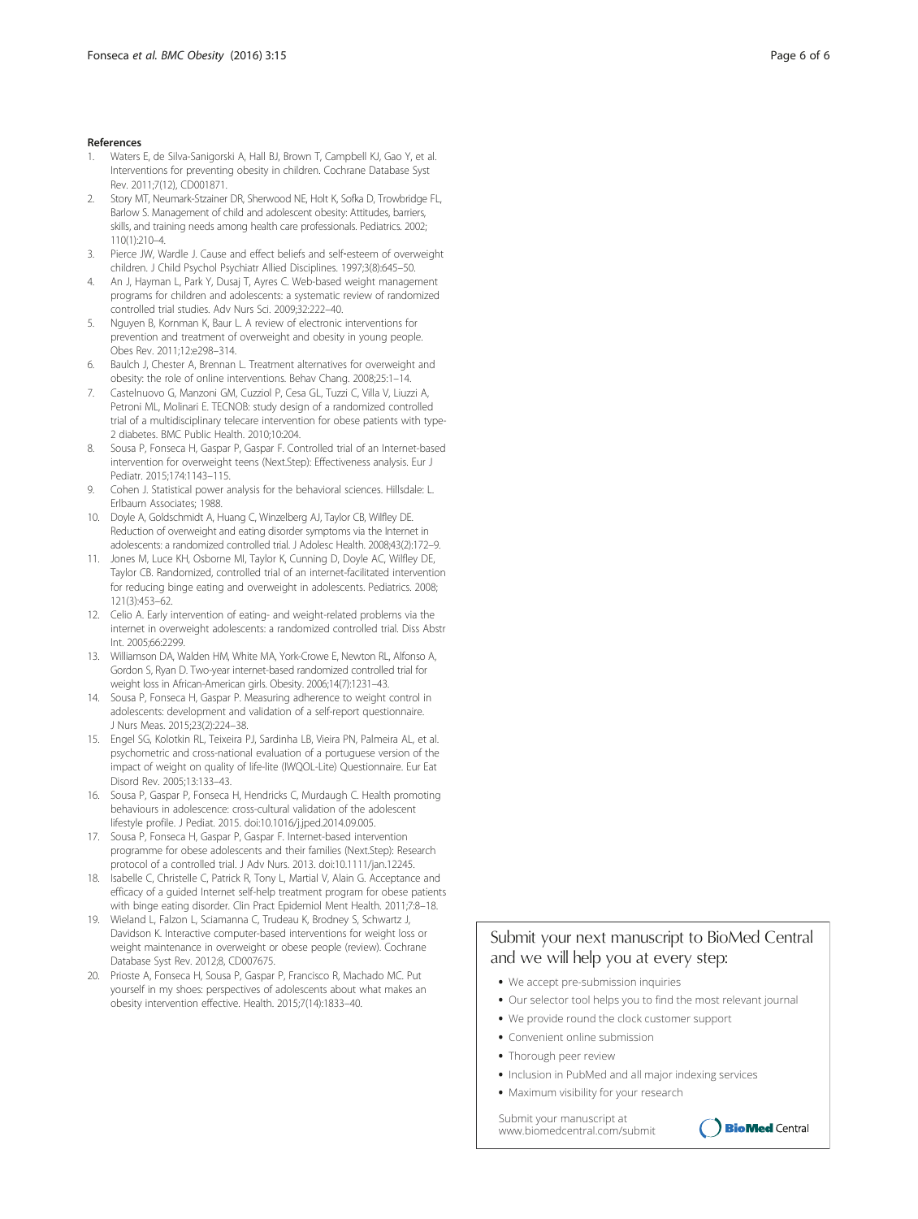## References

1. Waters E, de Silva-Sanigorski A, Hall BJ, Brown T, Campbell KJ, Gao Y, et al. Interventions for preventing obesity in children. Cochrane Database Syst Rev. 2011;7(12), CD001871.
2. Story MT, Neumark-Stzainer DR, Sherwood NE, Holt K, Sofka D, Trowbridge FL, Barlow S. Management of child and adolescent obesity: Attitudes, barriers, skills, and training needs among health care professionals. Pediatrics. 2002; 110(1):210–4.
3. Pierce JW, Wardle J. Cause and effect beliefs and self-esteem of overweight children. J Child Psychol Psychiatr Allied Disciplines. 1997;3(8):645–50.
4. An J, Hayman L, Park Y, Dusaj T, Ayres C. Web-based weight management programs for children and adolescents: a systematic review of randomized controlled trial studies. Adv Nurs Sci. 2009;32:222–40.
5. Nguyen B, Kornman K, Baur L. A review of electronic interventions for prevention and treatment of overweight and obesity in young people. Obes Rev. 2011;12:e298–314.
6. Baulch J, Chester A, Brennan L. Treatment alternatives for overweight and obesity: the role of online interventions. Behav Chang. 2008;25:1–14.
7. Castelnuovo G, Manzoni GM, Cuzziol P, Cesa GL, Tuzzi C, Villa V, Liuzzi A, Petroni ML, Molinari E. TECNOB: study design of a randomized controlled trial of a multidisciplinary telecare intervention for obese patients with type-2 diabetes. BMC Public Health. 2010;10:204.
8. Sousa P, Fonseca H, Gaspar P, Gaspar F. Controlled trial of an Internet-based intervention for overweight teens (Next.Step): Effectiveness analysis. Eur J Pediatr. 2015;174:1143–115.
9. Cohen J. Statistical power analysis for the behavioral sciences. Hillsdale: L. Erlbaum Associates; 1988.
10. Doyle A, Goldschmidt A, Huang C, Winzelberg AJ, Taylor CB, Wilfley DE. Reduction of overweight and eating disorder symptoms via the Internet in adolescents: a randomized controlled trial. J Adolesc Health. 2008;43(2):172–9.
11. Jones M, Luce KH, Osborne MI, Taylor K, Cunning D, Doyle AC, Wilfley DE, Taylor CB. Randomized, controlled trial of an internet-facilitated intervention for reducing binge eating and overweight in adolescents. Pediatrics. 2008; 121(3):453–62.
12. Celio A. Early intervention of eating- and weight-related problems via the internet in overweight adolescents: a randomized controlled trial. Diss Abstr Int. 2005;66:2299.
13. Williamson DA, Walden HM, White MA, York-Crowe E, Newton RL, Alfonso A, Gordon S, Ryan D. Two-year internet-based randomized controlled trial for weight loss in African-American girls. Obesity. 2006;14(7):1231–43.
14. Sousa P, Fonseca H, Gaspar P. Measuring adherence to weight control in adolescents: development and validation of a self-report questionnaire. J Nurs Meas. 2015;23(2):224–38.
15. Engel SG, Kolotkin RL, Teixeira PJ, Sardinha LB, Vieira PN, Palmeira AL, et al. psychometric and cross-national evaluation of a portuguese version of the impact of weight on quality of life-lite (IWQOL-Lite) Questionnaire. Eur Eat Disord Rev. 2005;13:133–43.
16. Sousa P, Gaspar P, Fonseca H, Hendricks C, Murdaugh C. Health promoting behaviours in adolescence: cross-cultural validation of the adolescent lifestyle profile. J Pediat. 2015. doi:10.1016/j.jped.2014.09.005.
17. Sousa P, Fonseca H, Gaspar P, Gaspar F. Internet-based intervention programme for obese adolescents and their families (Next.Step): Research protocol of a controlled trial. J Adv Nurs. 2013. doi:10.1111/jan.12245.
18. Isabelle C, Christelle C, Patrick R, Tony L, Martial V, Alain G. Acceptance and efficacy of a guided Internet self-help treatment program for obese patients with binge eating disorder. Clin Pract Epidemiol Ment Health. 2011;7:8–18.
19. Wieland L, Falzon L, Sciamanna C, Trudeau K, Brodney S, Schwartz J, Davidson K. Interactive computer-based interventions for weight loss or weight maintenance in overweight or obese people (review). Cochrane Database Syst Rev. 2012;8, CD007675.
20. Prioste A, Fonseca H, Sousa P, Gaspar P, Francisco R, Machado MC. Put yourself in my shoes: perspectives of adolescents about what makes an obesity intervention effective. Health. 2015;7(14):1833–40.

Submit your next manuscript to BioMed Central and we will help you at every step:

- We accept pre-submission inquiries
- Our selector tool helps you to find the most relevant journal
- We provide round the clock customer support
- Convenient online submission
- Thorough peer review
- Inclusion in PubMed and all major indexing services
- Maximum visibility for your research

Submit your manuscript at www.biomedcentral.com/submit

BioMed Central